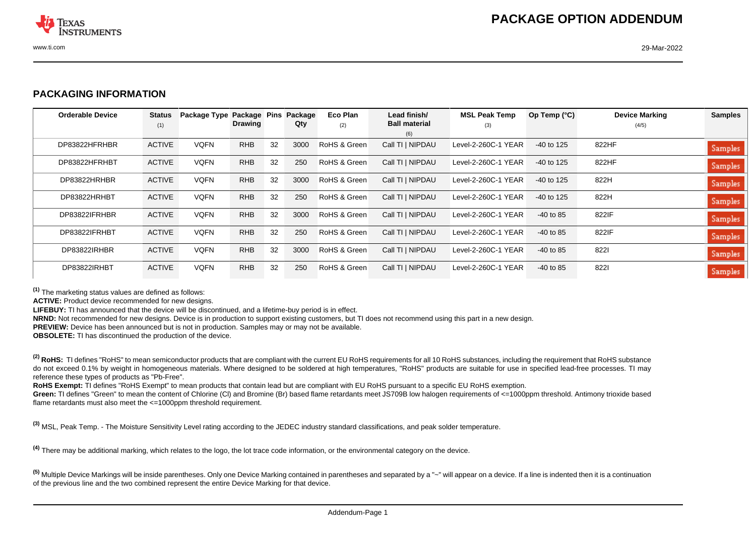# PACKAGE OPTION ADDENDUM

## PACKAGING INFORMATION

| Orderable Device | Status (1) | Package Type | Package Drawing | Pins | Package Qty | Eco Plan (2) | Lead finish/ Ball material (6) | MSL Peak Temp (3) | Op Temp (°C) | Device Marking (4/5) | Samples |
|---|---|---|---|---|---|---|---|---|---|---|---|
| DP83822HFRHBR | ACTIVE | VQFN | RHB | 32 | 3000 | RoHS & Green | Call TI \| NIPDAU | Level-2-260C-1 YEAR | -40 to 125 | 822HF | Samples |
| DP83822HFRHBT | ACTIVE | VQFN | RHB | 32 | 250 | RoHS & Green | Call TI \| NIPDAU | Level-2-260C-1 YEAR | -40 to 125 | 822HF | Samples |
| DP83822HRHBR | ACTIVE | VQFN | RHB | 32 | 3000 | RoHS & Green | Call TI \| NIPDAU | Level-2-260C-1 YEAR | -40 to 125 | 822H | Samples |
| DP83822HRHBT | ACTIVE | VQFN | RHB | 32 | 250 | RoHS & Green | Call TI \| NIPDAU | Level-2-260C-1 YEAR | -40 to 125 | 822H | Samples |
| DP83822IFRHBR | ACTIVE | VQFN | RHB | 32 | 3000 | RoHS & Green | Call TI \| NIPDAU | Level-2-260C-1 YEAR | -40 to 85 | 822IF | Samples |
| DP83822IFRHBT | ACTIVE | VQFN | RHB | 32 | 250 | RoHS & Green | Call TI \| NIPDAU | Level-2-260C-1 YEAR | -40 to 85 | 822IF | Samples |
| DP83822IRHBR | ACTIVE | VQFN | RHB | 32 | 3000 | RoHS & Green | Call TI \| NIPDAU | Level-2-260C-1 YEAR | -40 to 85 | 822I | Samples |
| DP83822IRHBT | ACTIVE | VQFN | RHB | 32 | 250 | RoHS & Green | Call TI \| NIPDAU | Level-2-260C-1 YEAR | -40 to 85 | 822I | Samples |

(1) The marketing status values are defined as follows:
**ACTIVE:** Product device recommended for new designs.
**LIFEBUY:** TI has announced that the device will be discontinued, and a lifetime-buy period is in effect.
**NRND:** Not recommended for new designs. Device is in production to support existing customers, but TI does not recommend using this part in a new design.
**PREVIEW:** Device has been announced but is not in production. Samples may or may not be available.
**OBSOLETE:** TI has discontinued the production of the device.

(2) **RoHS:** TI defines "RoHS" to mean semiconductor products that are compliant with the current EU RoHS requirements for all 10 RoHS substances, including the requirement that RoHS substance do not exceed 0.1% by weight in homogeneous materials. Where designed to be soldered at high temperatures, "RoHS" products are suitable for use in specified lead-free processes. TI may reference these types of products as "Pb-Free".
**RoHS Exempt:** TI defines "RoHS Exempt" to mean products that contain lead but are compliant with EU RoHS pursuant to a specific EU RoHS exemption.
**Green:** TI defines "Green" to mean the content of Chlorine (Cl) and Bromine (Br) based flame retardants meet JS709B low halogen requirements of <=1000ppm threshold. Antimony trioxide based flame retardants must also meet the <=1000ppm threshold requirement.

(3) MSL, Peak Temp. - The Moisture Sensitivity Level rating according to the JEDEC industry standard classifications, and peak solder temperature.

(4) There may be additional marking, which relates to the logo, the lot trace code information, or the environmental category on the device.

(5) Multiple Device Markings will be inside parentheses. Only one Device Marking contained in parentheses and separated by a "~" will appear on a device. If a line is indented then it is a continuation of the previous line and the two combined represent the entire Device Marking for that device.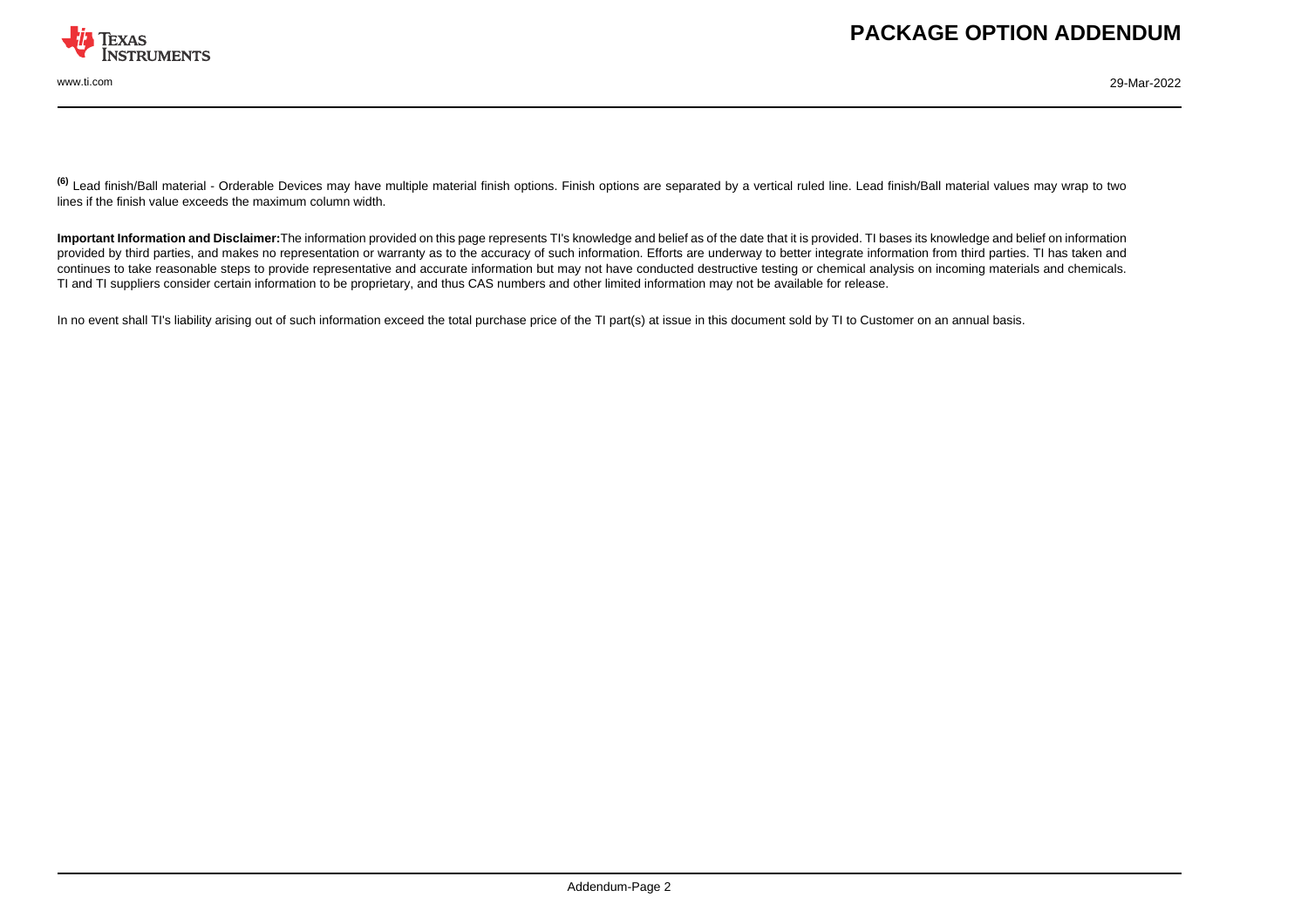[6] Lead finish/Ball material - Orderable Devices may have multiple material finish options. Finish options are separated by a vertical ruled line. Lead finish/Ball material values may wrap to two lines if the finish value exceeds the maximum column width.

**Important Information and Disclaimer:**The information provided on this page represents TI's knowledge and belief as of the date that it is provided. TI bases its knowledge and belief on information provided by third parties, and makes no representation or warranty as to the accuracy of such information. Efforts are underway to better integrate information from third parties. TI has taken and continues to take reasonable steps to provide representative and accurate information but may not have conducted destructive testing or chemical analysis on incoming materials and chemicals. TI and TI suppliers consider certain information to be proprietary, and thus CAS numbers and other limited information may not be available for release.

In no event shall TI's liability arising out of such information exceed the total purchase price of the TI part(s) at issue in this document sold by TI to Customer on an annual basis.